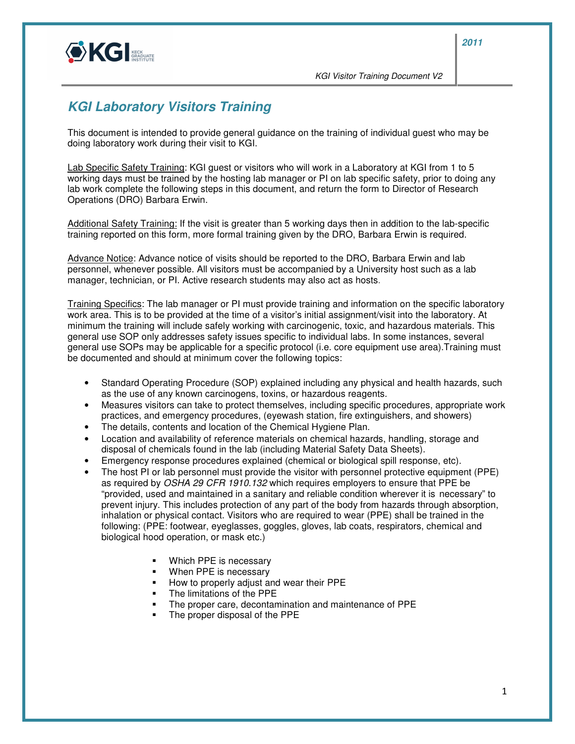# KGI Laboratory Visitors Training

This document is intended to provide general guidance on the training of individual guest who may be doing laboratory work during their visit to KGI.

Lab Specific Safety Training: KGI guest or visitors who will work in a Laboratory at KGI from 1 to 5 working days must be trained by the hosting lab manager or PI on lab specific safety, prior to doing any lab work complete the following steps in this document, and return the form to Director of Research Operations (DRO) Barbara Erwin.

Additional Safety Training: If the visit is greater than 5 working days then in addition to the lab-specific training reported on this form, more formal training given by the DRO, Barbara Erwin is required.

Advance Notice: Advance notice of visits should be reported to the DRO, Barbara Erwin and lab personnel, whenever possible. All visitors must be accompanied by a University host such as a lab manager, technician, or PI. Active research students may also act as hosts.

Training Specifics: The lab manager or PI must provide training and information on the specific laboratory work area. This is to be provided at the time of a visitor's initial assignment/visit into the laboratory. At minimum the training will include safely working with carcinogenic, toxic, and hazardous materials. This general use SOP only addresses safety issues specific to individual labs. In some instances, several general use SOPs may be applicable for a specific protocol (i.e. core equipment use area).Training must be documented and should at minimum cover the following topics:

- Standard Operating Procedure (SOP) explained including any physical and health hazards, such as the use of any known carcinogens, toxins, or hazardous reagents.
- Measures visitors can take to protect themselves, including specific procedures, appropriate work practices, and emergency procedures, (eyewash station, fire extinguishers, and showers)
- The details, contents and location of the Chemical Hygiene Plan.
- Location and availability of reference materials on chemical hazards, handling, storage and disposal of chemicals found in the lab (including Material Safety Data Sheets).
- Emergency response procedures explained (chemical or biological spill response, etc).
- The host PI or lab personnel must provide the visitor with personnel protective equipment (PPE) as required by *OSHA 29 CFR 1910.132* which requires employers to ensure that PPE be "provided, used and maintained in a sanitary and reliable condition wherever it is necessary" to prevent injury. This includes protection of any part of the body from hazards through absorption, inhalation or physical contact. Visitors who are required to wear (PPE) shall be trained in the following: (PPE: footwear, eyeglasses, goggles, gloves, lab coats, respirators, chemical and biological hood operation, or mask etc.)
    - Which PPE is necessary
    - When PPE is necessary
    - How to properly adjust and wear their PPE
    - The limitations of the PPE
    - The proper care, decontamination and maintenance of PPE
    - The proper disposal of the PPE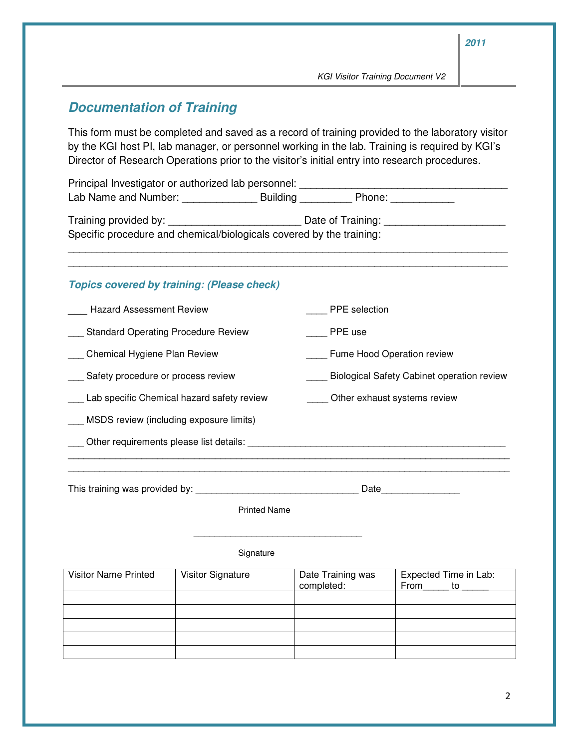## Documentation of Training

This form must be completed and saved as a record of training provided to the laboratory visitor by the KGI host PI, lab manager, or personnel working in the lab. Training is required by KGI's Director of Research Operations prior to the visitor's initial entry into research procedures.

Principal Investigator or authorized lab personnel: ____________________________________
Lab Name and Number: _____________ Building _________ Phone: ___________

Training provided by: ______________________ Date of Training: ____________________
Specific procedure and chemical/biologicals covered by the training:
_____________________________________________________________________________
_____________________________________________________________________________

### Topics covered by training: (Please check)

____ Hazard Assessment Review

___ Standard Operating Procedure Review

___ Chemical Hygiene Plan Review

___ Safety procedure or process review

___ Lab specific Chemical hazard safety review

___ MSDS review (including exposure limits)

____ PPE selection

____ PPE use

____ Fume Hood Operation review

____ Biological Safety Cabinet operation review

____ Other exhaust systems review

___ Other requirements please list details: __________________________________________________
_____________________________________________________________________________
_____________________________________________________________________________

This training was provided by: ______________________________ Date______________

Printed Name

_______________________________

Signature

| Visitor Name Printed | Visitor Signature | Date Training was completed: | Expected Time in Lab: From_____ to _____ |
|---|---|---|---|
| | | | |
| | | | |
| | | | |
| | | | |
| | | | |